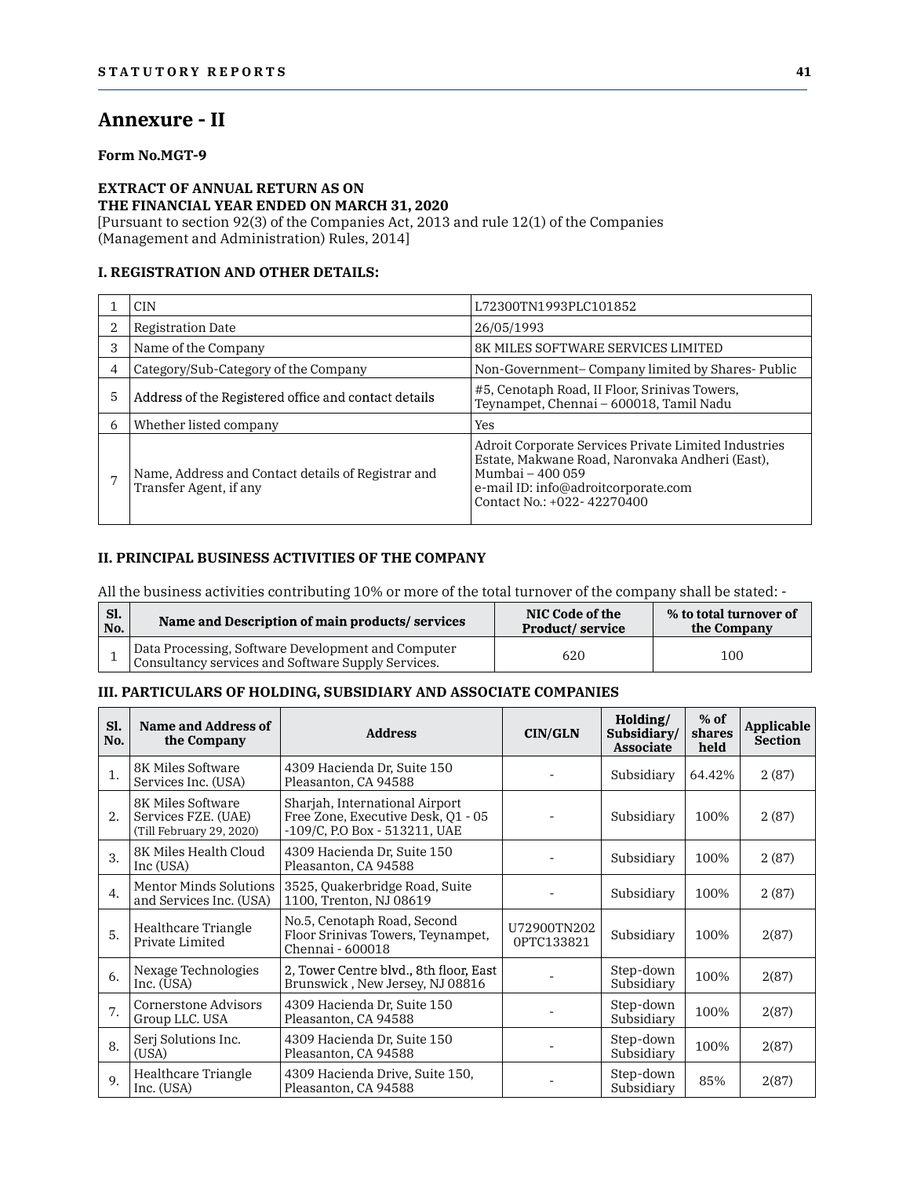# Annexure - II

**Form No.MGT-9**

**EXTRACT OF ANNUAL RETURN AS ON**
**THE FINANCIAL YEAR ENDED ON MARCH 31, 2020**
[Pursuant to section 92(3) of the Companies Act, 2013 and rule 12(1) of the Companies (Management and Administration) Rules, 2014]

### I. REGISTRATION AND OTHER DETAILS:

| | | |
|---|---|---|
| 1 | CIN | L72300TN1993PLC101852 |
| 2 | Registration Date | 26/05/1993 |
| 3 | Name of the Company | 8K MILES SOFTWARE SERVICES LIMITED |
| 4 | Category/Sub-Category of the Company | Non-Government– Company limited by Shares- Public |
| 5 | Address of the Registered office and contact details | #5, Cenotaph Road, II Floor, Srinivas Towers, Teynampet, Chennai – 600018, Tamil Nadu |
| 6 | Whether listed company | Yes |
| 7 | Name, Address and Contact details of Registrar and Transfer Agent, if any | Adroit Corporate Services Private Limited Industries Estate, Makwane Road, Naronvaka Andheri (East), Mumbai – 400 059<br>e-mail ID: info@adroitcorporate.com<br>Contact No.: +022- 42270400 |

### II. PRINCIPAL BUSINESS ACTIVITIES OF THE COMPANY

All the business activities contributing 10% or more of the total turnover of the company shall be stated: -

| Sl. No. | Name and Description of main products/ services | NIC Code of the Product/ service | % to total turnover of the Company |
|---|---|---|---|
| 1 | Data Processing, Software Development and Computer Consultancy services and Software Supply Services. | 620 | 100 |

### III. PARTICULARS OF HOLDING, SUBSIDIARY AND ASSOCIATE COMPANIES

| Sl. No. | Name and Address of the Company | Address | CIN/GLN | Holding/ Subsidiary/ Associate | % of shares held | Applicable Section |
|---|---|---|---|---|---|---|
| 1. | 8K Miles Software Services Inc. (USA) | 4309 Hacienda Dr, Suite 150 Pleasanton, CA 94588 | - | Subsidiary | 64.42% | 2 (87) |
| 2. | 8K Miles Software Services FZE. (UAE) (Till February 29, 2020) | Sharjah, International Airport Free Zone, Executive Desk, Q1 - 05 -109/C, P.O Box - 513211, UAE | - | Subsidiary | 100% | 2 (87) |
| 3. | 8K Miles Health Cloud Inc (USA) | 4309 Hacienda Dr, Suite 150 Pleasanton, CA 94588 | - | Subsidiary | 100% | 2 (87) |
| 4. | Mentor Minds Solutions and Services Inc. (USA) | 3525, Quakerbridge Road, Suite 1100, Trenton, NJ 08619 | - | Subsidiary | 100% | 2 (87) |
| 5. | Healthcare Triangle Private Limited | No.5, Cenotaph Road, Second Floor Srinivas Towers, Teynampet, Chennai - 600018 | U72900TN2020PTC133821 | Subsidiary | 100% | 2(87) |
| 6. | Nexage Technologies Inc. (USA) | 2, Tower Centre blvd., 8th floor, East Brunswick , New Jersey, NJ 08816 | - | Step-down Subsidiary | 100% | 2(87) |
| 7. | Cornerstone Advisors Group LLC. USA | 4309 Hacienda Dr, Suite 150 Pleasanton, CA 94588 | - | Step-down Subsidiary | 100% | 2(87) |
| 8. | Serj Solutions Inc. (USA) | 4309 Hacienda Dr, Suite 150 Pleasanton, CA 94588 | - | Step-down Subsidiary | 100% | 2(87) |
| 9. | Healthcare Triangle Inc. (USA) | 4309 Hacienda Drive, Suite 150, Pleasanton, CA 94588 | - | Step-down Subsidiary | 85% | 2(87) |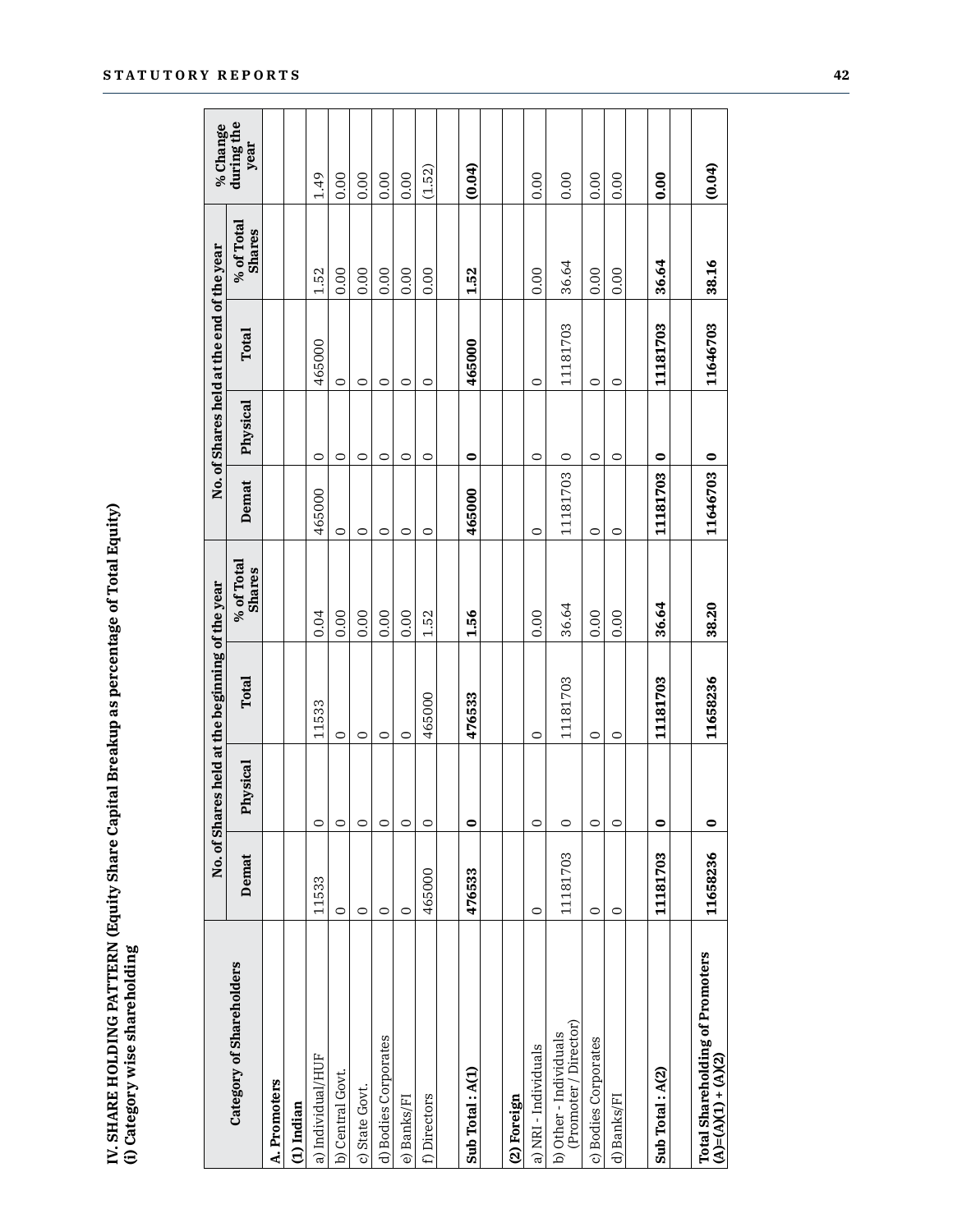## IV. SHARE HOLDING PATTERN (Equity Share Capital Breakup as percentage of Total Equity)

### (i) Category wise shareholding

| Category of Shareholders | No. of Shares held at the beginning of the year | | | | No. of Shares held at the end of the year | | | | % Change during the year |
|---|---|---|---|---|---|---|---|---|---|
| | Demat | Physical | Total | % of Total Shares | Demat | Physical | Total | % of Total Shares | |
| **A. Promoters** | | | | | | | | | |
| **(1) Indian** | | | | | | | | | |
| a) Individual/HUF | 11533 | 0 | 11533 | 0.04 | 465000 | 0 | 465000 | 1.52 | 1.49 |
| b) Central Govt. | 0 | 0 | 0 | 0.00 | 0 | 0 | 0 | 0.00 | 0.00 |
| c) State Govt. | 0 | 0 | 0 | 0.00 | 0 | 0 | 0 | 0.00 | 0.00 |
| d) Bodies Corporates | 0 | 0 | 0 | 0.00 | 0 | 0 | 0 | 0.00 | 0.00 |
| e) Banks/FI | 0 | 0 | 0 | 0.00 | 0 | 0 | 0 | 0.00 | 0.00 |
| f) Directors | 465000 | 0 | 465000 | 1.52 | 0 | 0 | 0 | 0.00 | (1.52) |
| **Sub Total : A(1)** | **476533** | **0** | **476533** | **1.56** | **465000** | **0** | **465000** | **1.52** | **(0.04)** |
| **(2) Foreign** | | | | | | | | | |
| a) NRI - Individuals | 0 | 0 | 0 | 0.00 | 0 | 0 | 0 | 0.00 | 0.00 |
| b) Other - Individuals (Promoter / Director) | 11181703 | 0 | 11181703 | 36.64 | 11181703 | 0 | 11181703 | 36.64 | 0.00 |
| c) Bodies Corporates | 0 | 0 | 0 | 0.00 | 0 | 0 | 0 | 0.00 | 0.00 |
| d) Banks/FI | 0 | 0 | 0 | 0.00 | 0 | 0 | 0 | 0.00 | 0.00 |
| **Sub Total : A(2)** | **11181703** | **0** | **11181703** | **36.64** | **11181703** | **0** | **11181703** | **36.64** | **0.00** |
| **Total Shareholding of Promoters (A)=(A)(1) + (A)(2)** | **11658236** | **0** | **11658236** | **38.20** | **11646703** | **0** | **11646703** | **38.16** | **(0.04)** |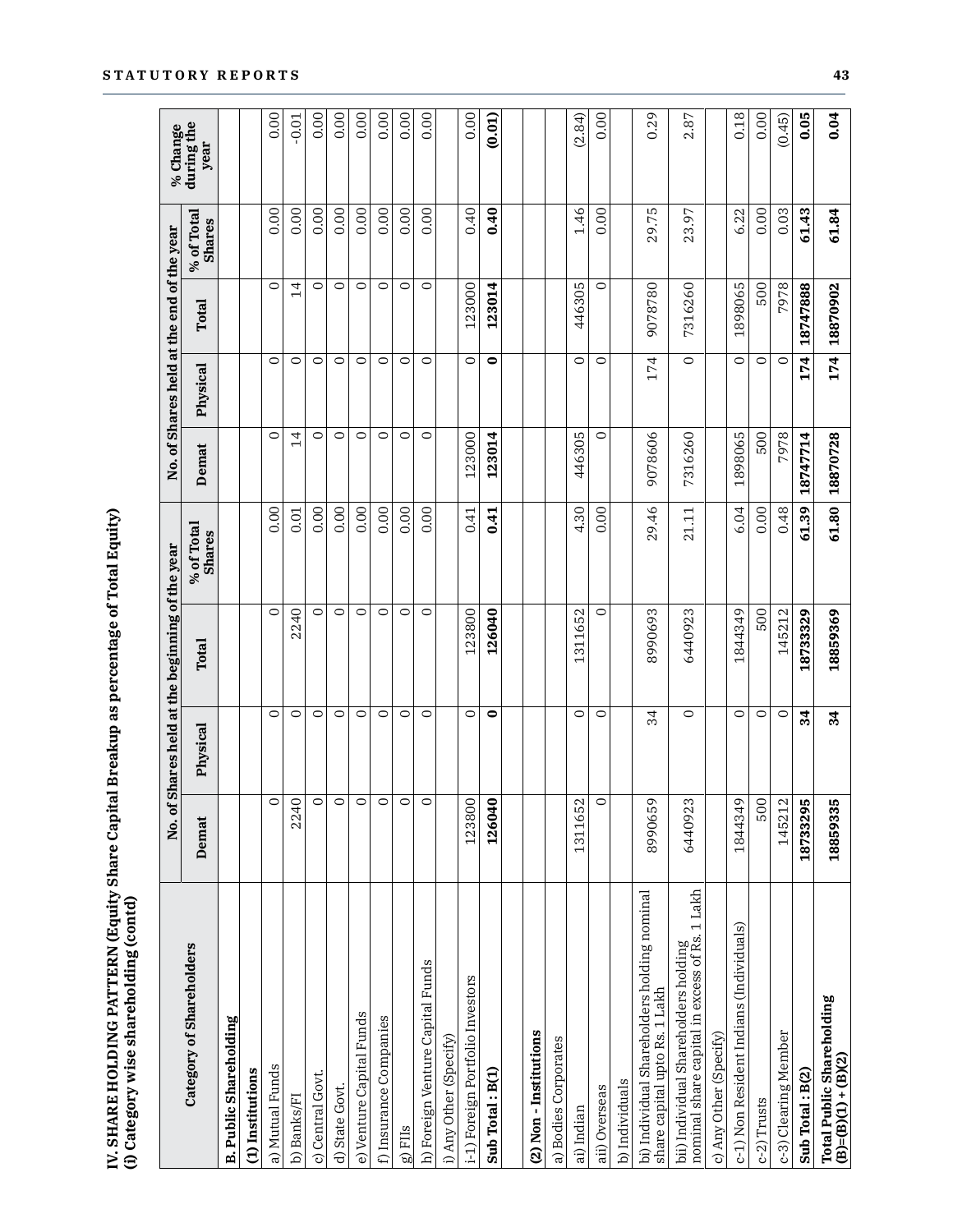**IV. SHARE HOLDING PATTERN (Equity Share Capital Breakup as percentage of Total Equity)**
**(i) Category wise shareholding (contd)**

| Category of Shareholders | No. of Shares held at the beginning of the year | | | | No. of Shares held at the end of the year | | | | % Change during the year |
|---|---|---|---|---|---|---|---|---|---|
| | Demat | Physical | Total | % of Total Shares | Demat | Physical | Total | % of Total Shares | |
| **B. Public Shareholding** | | | | | | | | | |
| **(1) Institutions** | | | | | | | | | |
| a) Mutual Funds | 0 | 0 | 0 | 0.00 | 0 | 0 | 0 | 0.00 | 0.00 |
| b) Banks/FI | 2240 | 0 | 2240 | 0.01 | 14 | 0 | 14 | 0.00 | -0.01 |
| c) Central Govt. | 0 | 0 | 0 | 0.00 | 0 | 0 | 0 | 0.00 | 0.00 |
| d) State Govt. | 0 | 0 | 0 | 0.00 | 0 | 0 | 0 | 0.00 | 0.00 |
| e) Venture Capital Funds | 0 | 0 | 0 | 0.00 | 0 | 0 | 0 | 0.00 | 0.00 |
| f) Insurance Companies | 0 | 0 | 0 | 0.00 | 0 | 0 | 0 | 0.00 | 0.00 |
| g) FIIs | 0 | 0 | 0 | 0.00 | 0 | 0 | 0 | 0.00 | 0.00 |
| h) Foreign Venture Capital Funds | 0 | 0 | 0 | 0.00 | 0 | 0 | 0 | 0.00 | 0.00 |
| i) Any Other (Specify) | | | | | | | | | |
| i-1) Foreign Portfolio Investors | 123800 | 0 | 123800 | 0.41 | 123000 | 0 | 123000 | 0.40 | 0.00 |
| **Sub Total : B(1)** | **126040** | **0** | **126040** | **0.41** | **123014** | **0** | **123014** | **0.40** | **(0.01)** |
| | | | | | | | | | |
| **(2) Non - Institutions** | | | | | | | | | |
| a) Bodies Corporates | | | | | | | | | |
| ai) Indian | 1311652 | 0 | 1311652 | 4.30 | 446305 | 0 | 446305 | 1.46 | (2.84) |
| aii) Overseas | 0 | 0 | 0 | 0.00 | 0 | 0 | 0 | 0.00 | 0.00 |
| b) Individuals | | | | | | | | | |
| bi) Individual Shareholders holding nominal share capital upto Rs. 1 Lakh | 8990659 | 34 | 8990693 | 29.46 | 9078606 | 174 | 9078780 | 29.75 | 0.29 |
| bii) Individual Shareholders holding nominal share capital in excess of Rs. 1 Lakh | 6440923 | 0 | 6440923 | 21.11 | 7316260 | 0 | 7316260 | 23.97 | 2.87 |
| c) Any Other (Specify) | | | | | | | | | |
| c-1) Non Resident Indians (Individuals) | 1844349 | 0 | 1844349 | 6.04 | 1898065 | 0 | 1898065 | 6.22 | 0.18 |
| c-2) Trusts | 500 | 0 | 500 | 0.00 | 500 | 0 | 500 | 0.00 | 0.00 |
| c-3) Clearing Member | 145212 | 0 | 145212 | 0.48 | 7978 | 0 | 7978 | 0.03 | (0.45) |
| **Sub Total : B(2)** | **18733295** | **34** | **18733329** | **61.39** | **18747714** | **174** | **18747888** | **61.43** | **0.05** |
| **Total Public Shareholding (B)=(B)(1) + (B)(2)** | **18859335** | **34** | **18859369** | **61.80** | **18870728** | **174** | **18870902** | **61.84** | **0.04** |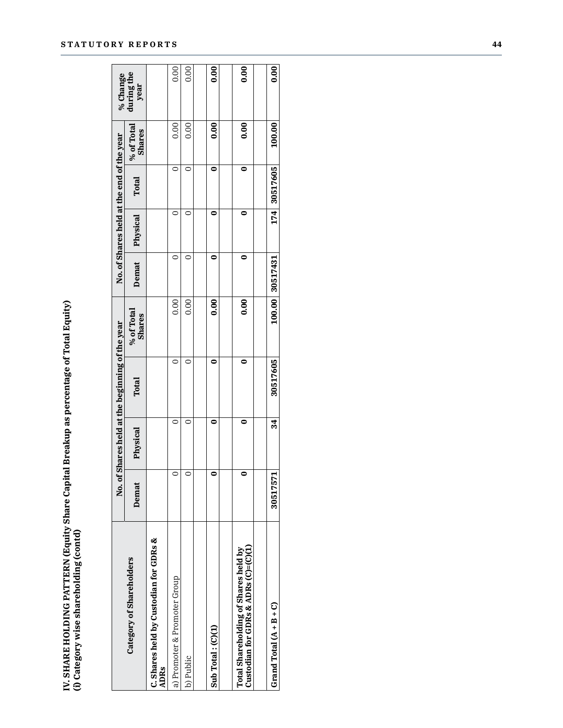**IV. SHARE HOLDING PATTERN (Equity Share Capital Breakup as percentage of Total Equity)**
**(i) Category wise shareholding (contd)**

| Category of Shareholders | No. of Shares held at the beginning of the year | | | | No. of Shares held at the end of the year | | | | % Change during the year |
|---|---|---|---|---|---|---|---|---|---|
| | Demat | Physical | Total | % of Total Shares | Demat | Physical | Total | % of Total Shares | |
| **C. Shares held by Custodian for GDRs & ADRs** | | | | | | | | | |
| a) Promoter & Promoter Group | 0 | 0 | 0 | 0.00 | 0 | 0 | 0 | 0.00 | 0.00 |
| b) Public | 0 | 0 | 0 | 0.00 | 0 | 0 | 0 | 0.00 | 0.00 |
| | | | | | | | | | |
| **Sub Total : (C)(1)** | **0** | **0** | **0** | **0.00** | **0** | **0** | **0** | **0.00** | **0.00** |
| | | | | | | | | | |
| **Total Shareholding of Shares held by Custodian for GDRs & ADRs (C)=(C)(1)** | **0** | **0** | **0** | **0.00** | **0** | **0** | **0** | **0.00** | **0.00** |
| | | | | | | | | | |
| **Grand Total (A + B + C)** | **30517571** | **34** | **30517605** | **100.00** | **30517431** | **174** | **30517605** | **100.00** | **0.00** |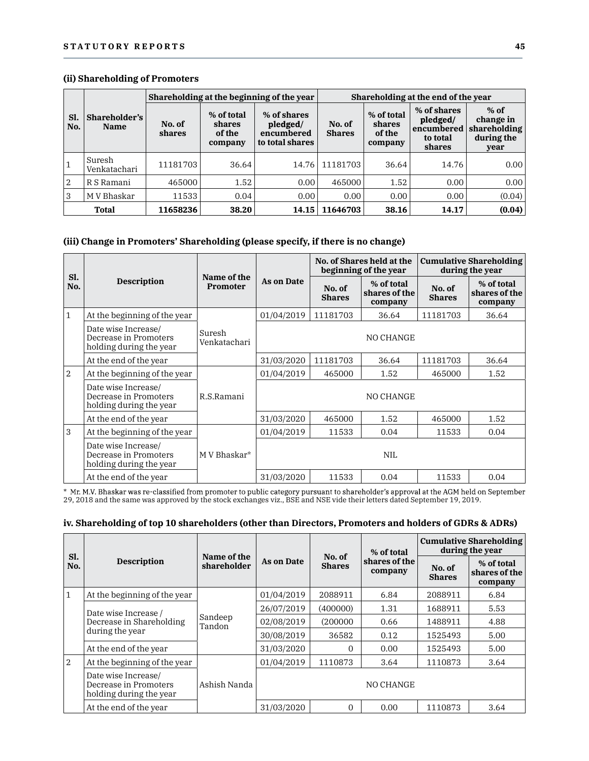### (ii) Shareholding of Promoters

| Sl. No. | Shareholder's Name | Shareholding at the beginning of the year | | | Shareholding at the end of the year | | | |
|---|---|---|---|---|---|---|---|---|
| | | No. of shares | % of total shares of the company | % of shares pledged/ encumbered to total shares | No. of Shares | % of total shares of the company | % of shares pledged/ encumbered to total shares | % of change in shareholding during the year |
| 1 | Suresh Venkatachari | 11181703 | 36.64 | 14.76 | 11181703 | 36.64 | 14.76 | 0.00 |
| 2 | R S Ramani | 465000 | 1.52 | 0.00 | 465000 | 1.52 | 0.00 | 0.00 |
| 3 | M V Bhaskar | 11533 | 0.04 | 0.00 | 0.00 | 0.00 | 0.00 | (0.04) |
| | **Total** | **11658236** | **38.20** | **14.15** | **11646703** | **38.16** | **14.17** | **(0.04)** |

### (iii) Change in Promoters' Shareholding (please specify, if there is no change)

| Sl. No. | Description | Name of the Promoter | As on Date | No. of Shares held at the beginning of the year | | Cumulative Shareholding during the year | |
|---|---|---|---|---|---|---|---|
| | | | | No. of Shares | % of total shares of the company | No. of Shares | % of total shares of the company |
| 1 | At the beginning of the year | Suresh Venkatachari | 01/04/2019 | 11181703 | 36.64 | 11181703 | 36.64 |
| | Date wise Increase/ Decrease in Promoters holding during the year | | NO CHANGE | | | | |
| | At the end of the year | | 31/03/2020 | 11181703 | 36.64 | 11181703 | 36.64 |
| 2 | At the beginning of the year | R.S.Ramani | 01/04/2019 | 465000 | 1.52 | 465000 | 1.52 |
| | Date wise Increase/ Decrease in Promoters holding during the year | | NO CHANGE | | | | |
| | At the end of the year | | 31/03/2020 | 465000 | 1.52 | 465000 | 1.52 |
| 3 | At the beginning of the year | M V Bhaskar* | 01/04/2019 | 11533 | 0.04 | 11533 | 0.04 |
| | Date wise Increase/ Decrease in Promoters holding during the year | | NIL | | | | |
| | At the end of the year | | 31/03/2020 | 11533 | 0.04 | 11533 | 0.04 |

\* Mr. M.V. Bhaskar was re-classified from promoter to public category pursuant to shareholder's approval at the AGM held on September 29, 2018 and the same was approved by the stock exchanges viz., BSE and NSE vide their letters dated September 19, 2019.

### iv. Shareholding of top 10 shareholders (other than Directors, Promoters and holders of GDRs & ADRs)

| Sl. No. | Description | Name of the shareholder | As on Date | No. of Shares | % of total shares of the company | Cumulative Shareholding during the year | |
|---|---|---|---|---|---|---|---|
| | | | | | | No. of Shares | % of total shares of the company |
| 1 | At the beginning of the year | Sandeep Tandon | 01/04/2019 | 2088911 | 6.84 | 2088911 | 6.84 |
| | Date wise Increase / Decrease in Shareholding during the year | | 26/07/2019 | (400000) | 1.31 | 1688911 | 5.53 |
| | | | 02/08/2019 | (200000 | 0.66 | 1488911 | 4.88 |
| | | | 30/08/2019 | 36582 | 0.12 | 1525493 | 5.00 |
| | At the end of the year | | 31/03/2020 | 0 | 0.00 | 1525493 | 5.00 |
| 2 | At the beginning of the year | Ashish Nanda | 01/04/2019 | 1110873 | 3.64 | 1110873 | 3.64 |
| | Date wise Increase/ Decrease in Promoters holding during the year | | NO CHANGE | | | | |
| | At the end of the year | | 31/03/2020 | 0 | 0.00 | 1110873 | 3.64 |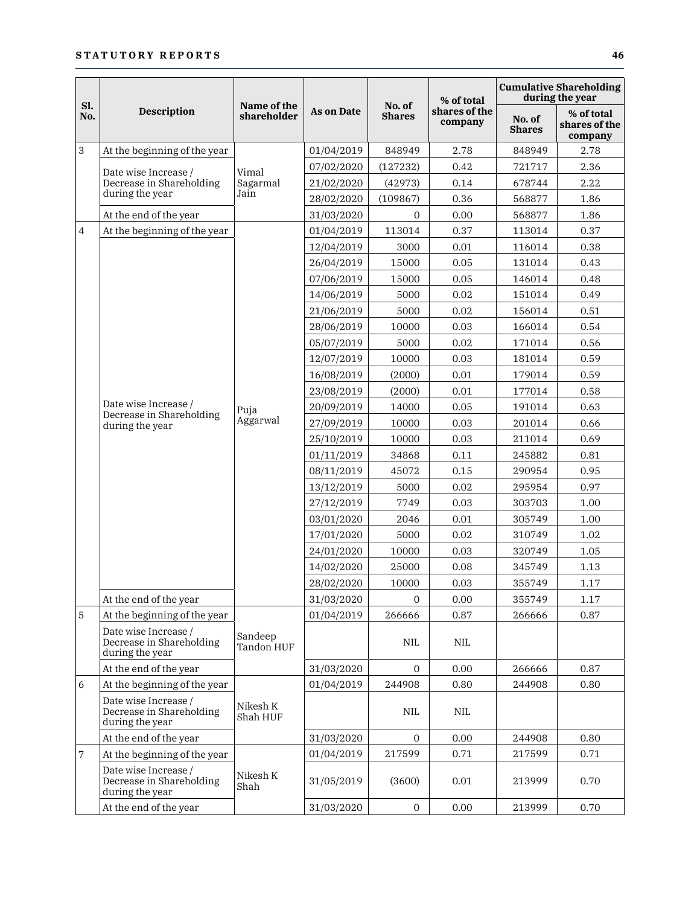| Sl. No. | Description | Name of the shareholder | As on Date | No. of Shares | % of total shares of the company | Cumulative Shareholding during the year | |
|---|---|---|---|---|---|---|---|
| | | | | | | No. of Shares | % of total shares of the company |
| 3 | At the beginning of the year | Vimal Sagarmal Jain | 01/04/2019 | 848949 | 2.78 | 848949 | 2.78 |
| | Date wise Increase / Decrease in Shareholding during the year | | 07/02/2020 | (127232) | 0.42 | 721717 | 2.36 |
| | | | 21/02/2020 | (42973) | 0.14 | 678744 | 2.22 |
| | | | 28/02/2020 | (109867) | 0.36 | 568877 | 1.86 |
| | At the end of the year | | 31/03/2020 | 0 | 0.00 | 568877 | 1.86 |
| 4 | At the beginning of the year | Puja Aggarwal | 01/04/2019 | 113014 | 0.37 | 113014 | 0.37 |
| | Date wise Increase / Decrease in Shareholding during the year | | 12/04/2019 | 3000 | 0.01 | 116014 | 0.38 |
| | | | 26/04/2019 | 15000 | 0.05 | 131014 | 0.43 |
| | | | 07/06/2019 | 15000 | 0.05 | 146014 | 0.48 |
| | | | 14/06/2019 | 5000 | 0.02 | 151014 | 0.49 |
| | | | 21/06/2019 | 5000 | 0.02 | 156014 | 0.51 |
| | | | 28/06/2019 | 10000 | 0.03 | 166014 | 0.54 |
| | | | 05/07/2019 | 5000 | 0.02 | 171014 | 0.56 |
| | | | 12/07/2019 | 10000 | 0.03 | 181014 | 0.59 |
| | | | 16/08/2019 | (2000) | 0.01 | 179014 | 0.59 |
| | | | 23/08/2019 | (2000) | 0.01 | 177014 | 0.58 |
| | | | 20/09/2019 | 14000 | 0.05 | 191014 | 0.63 |
| | | | 27/09/2019 | 10000 | 0.03 | 201014 | 0.66 |
| | | | 25/10/2019 | 10000 | 0.03 | 211014 | 0.69 |
| | | | 01/11/2019 | 34868 | 0.11 | 245882 | 0.81 |
| | | | 08/11/2019 | 45072 | 0.15 | 290954 | 0.95 |
| | | | 13/12/2019 | 5000 | 0.02 | 295954 | 0.97 |
| | | | 27/12/2019 | 7749 | 0.03 | 303703 | 1.00 |
| | | | 03/01/2020 | 2046 | 0.01 | 305749 | 1.00 |
| | | | 17/01/2020 | 5000 | 0.02 | 310749 | 1.02 |
| | | | 24/01/2020 | 10000 | 0.03 | 320749 | 1.05 |
| | | | 14/02/2020 | 25000 | 0.08 | 345749 | 1.13 |
| | | | 28/02/2020 | 10000 | 0.03 | 355749 | 1.17 |
| | At the end of the year | | 31/03/2020 | 0 | 0.00 | 355749 | 1.17 |
| 5 | At the beginning of the year | Sandeep Tandon HUF | 01/04/2019 | 266666 | 0.87 | 266666 | 0.87 |
| | Date wise Increase / Decrease in Shareholding during the year | | | NIL | NIL | | |
| | At the end of the year | | 31/03/2020 | 0 | 0.00 | 266666 | 0.87 |
| 6 | At the beginning of the year | Nikesh K Shah HUF | 01/04/2019 | 244908 | 0.80 | 244908 | 0.80 |
| | Date wise Increase / Decrease in Shareholding during the year | | | NIL | NIL | | |
| | At the end of the year | | 31/03/2020 | 0 | 0.00 | 244908 | 0.80 |
| 7 | At the beginning of the year | Nikesh K Shah | 01/04/2019 | 217599 | 0.71 | 217599 | 0.71 |
| | Date wise Increase / Decrease in Shareholding during the year | | 31/05/2019 | (3600) | 0.01 | 213999 | 0.70 |
| | At the end of the year | | 31/03/2020 | 0 | 0.00 | 213999 | 0.70 |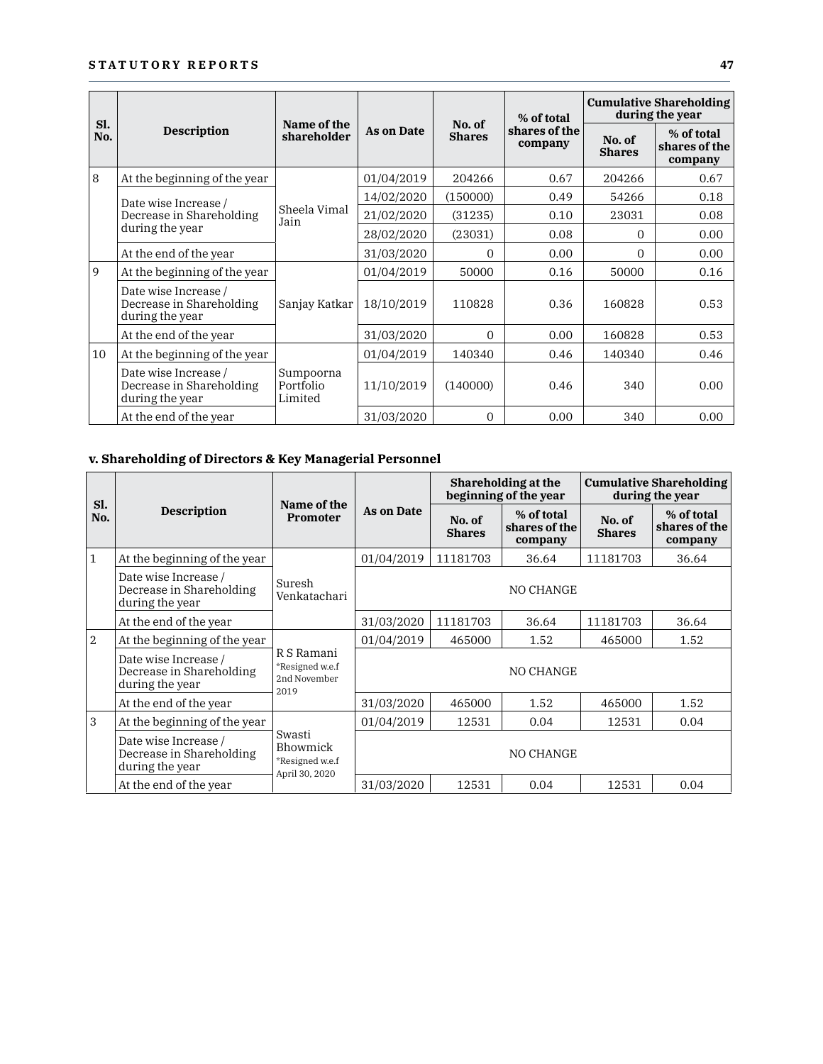| Sl. No. | Description | Name of the shareholder | As on Date | No. of Shares | % of total shares of the company | Cumulative Shareholding during the year | |
|---|---|---|---|---|---|---|---|
| | | | | | | No. of Shares | % of total shares of the company |
| 8 | At the beginning of the year | Sheela Vimal Jain | 01/04/2019 | 204266 | 0.67 | 204266 | 0.67 |
| | Date wise Increase / Decrease in Shareholding during the year | | 14/02/2020 | (150000) | 0.49 | 54266 | 0.18 |
| | | | 21/02/2020 | (31235) | 0.10 | 23031 | 0.08 |
| | | | 28/02/2020 | (23031) | 0.08 | 0 | 0.00 |
| | At the end of the year | | 31/03/2020 | 0 | 0.00 | 0 | 0.00 |
| 9 | At the beginning of the year | Sanjay Katkar | 01/04/2019 | 50000 | 0.16 | 50000 | 0.16 |
| | Date wise Increase / Decrease in Shareholding during the year | | 18/10/2019 | 110828 | 0.36 | 160828 | 0.53 |
| | At the end of the year | | 31/03/2020 | 0 | 0.00 | 160828 | 0.53 |
| 10 | At the beginning of the year | Sumpoorna Portfolio Limited | 01/04/2019 | 140340 | 0.46 | 140340 | 0.46 |
| | Date wise Increase / Decrease in Shareholding during the year | | 11/10/2019 | (140000) | 0.46 | 340 | 0.00 |
| | At the end of the year | | 31/03/2020 | 0 | 0.00 | 340 | 0.00 |

### v. Shareholding of Directors & Key Managerial Personnel

| Sl. No. | Description | Name of the Promoter | As on Date | Shareholding at the beginning of the year | | Cumulative Shareholding during the year | |
|---|---|---|---|---|---|---|---|
| | | | | No. of Shares | % of total shares of the company | No. of Shares | % of total shares of the company |
| 1 | At the beginning of the year | Suresh Venkatachari | 01/04/2019 | 11181703 | 36.64 | 11181703 | 36.64 |
| | Date wise Increase / Decrease in Shareholding during the year | | NO CHANGE | | | | |
| | At the end of the year | | 31/03/2020 | 11181703 | 36.64 | 11181703 | 36.64 |
| 2 | At the beginning of the year | R S Ramani *Resigned w.e.f 2nd November 2019 | 01/04/2019 | 465000 | 1.52 | 465000 | 1.52 |
| | Date wise Increase / Decrease in Shareholding during the year | | NO CHANGE | | | | |
| | At the end of the year | | 31/03/2020 | 465000 | 1.52 | 465000 | 1.52 |
| 3 | At the beginning of the year | Swasti Bhowmick *Resigned w.e.f April 30, 2020 | 01/04/2019 | 12531 | 0.04 | 12531 | 0.04 |
| | Date wise Increase / Decrease in Shareholding during the year | | NO CHANGE | | | | |
| | At the end of the year | | 31/03/2020 | 12531 | 0.04 | 12531 | 0.04 |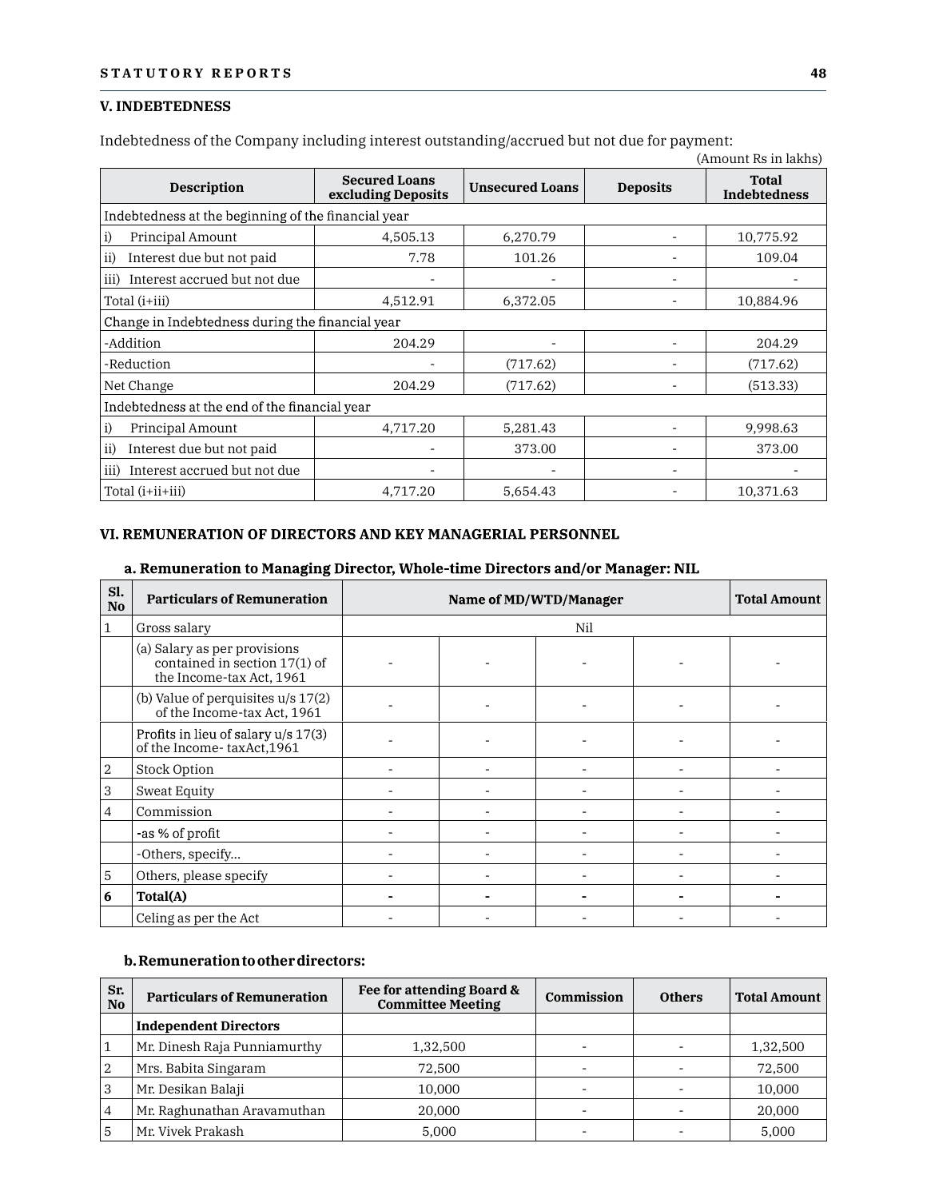## V. INDEBTEDNESS

Indebtedness of the Company including interest outstanding/accrued but not due for payment:

(Amount Rs in lakhs)

| Description | Secured Loans excluding Deposits | Unsecured Loans | Deposits | Total Indebtedness |
|---|---|---|---|---|
| Indebtedness at the beginning of the financial year | | | | |
| i) Principal Amount | 4,505.13 | 6,270.79 | - | 10,775.92 |
| ii) Interest due but not paid | 7.78 | 101.26 | - | 109.04 |
| iii) Interest accrued but not due | - | - | - | - |
| Total (i+iii) | 4,512.91 | 6,372.05 | - | 10,884.96 |
| Change in Indebtedness during the financial year | | | | |
| -Addition | 204.29 | - | - | 204.29 |
| -Reduction | - | (717.62) | - | (717.62) |
| Net Change | 204.29 | (717.62) | - | (513.33) |
| Indebtedness at the end of the financial year | | | | |
| i) Principal Amount | 4,717.20 | 5,281.43 | - | 9,998.63 |
| ii) Interest due but not paid | - | 373.00 | - | 373.00 |
| iii) Interest accrued but not due | - | - | - | - |
| Total (i+ii+iii) | 4,717.20 | 5,654.43 | - | 10,371.63 |

## VI. REMUNERATION OF DIRECTORS AND KEY MANAGERIAL PERSONNEL

### a. Remuneration to Managing Director, Whole-time Directors and/or Manager: NIL

| Sl. No | Particulars of Remuneration | Name of MD/WTD/Manager | | | | Total Amount |
|---|---|---|---|---|---|---|
| 1 | Gross salary | Nil | | | | |
| | (a) Salary as per provisions contained in section 17(1) of the Income-tax Act, 1961 | - | - | - | - | - |
| | (b) Value of perquisites u/s 17(2) of the Income-tax Act, 1961 | - | - | - | - | - |
| | Profits in lieu of salary u/s 17(3) of the Income- taxAct,1961 | - | - | - | - | - |
| 2 | Stock Option | - | - | - | - | - |
| 3 | Sweat Equity | - | - | - | - | - |
| 4 | Commission | - | - | - | - | - |
| | -as % of profit | - | - | - | - | - |
| | -Others, specify... | - | - | - | - | - |
| 5 | Others, please specify | - | - | - | - | - |
| **6** | **Total(A)** | **-** | **-** | **-** | **-** | **-** |
| | Celing as per the Act | - | - | - | - | - |

### b. Remuneration to other directors:

| Sr. No | Particulars of Remuneration | Fee for attending Board & Committee Meeting | Commission | Others | Total Amount |
|---|---|---|---|---|---|
| | **Independent Directors** | | | | |
| 1 | Mr. Dinesh Raja Punniamurthy | 1,32,500 | - | - | 1,32,500 |
| 2 | Mrs. Babita Singaram | 72,500 | - | - | 72,500 |
| 3 | Mr. Desikan Balaji | 10,000 | - | - | 10,000 |
| 4 | Mr. Raghunathan Aravamuthan | 20,000 | - | - | 20,000 |
| 5 | Mr. Vivek Prakash | 5,000 | - | - | 5,000 |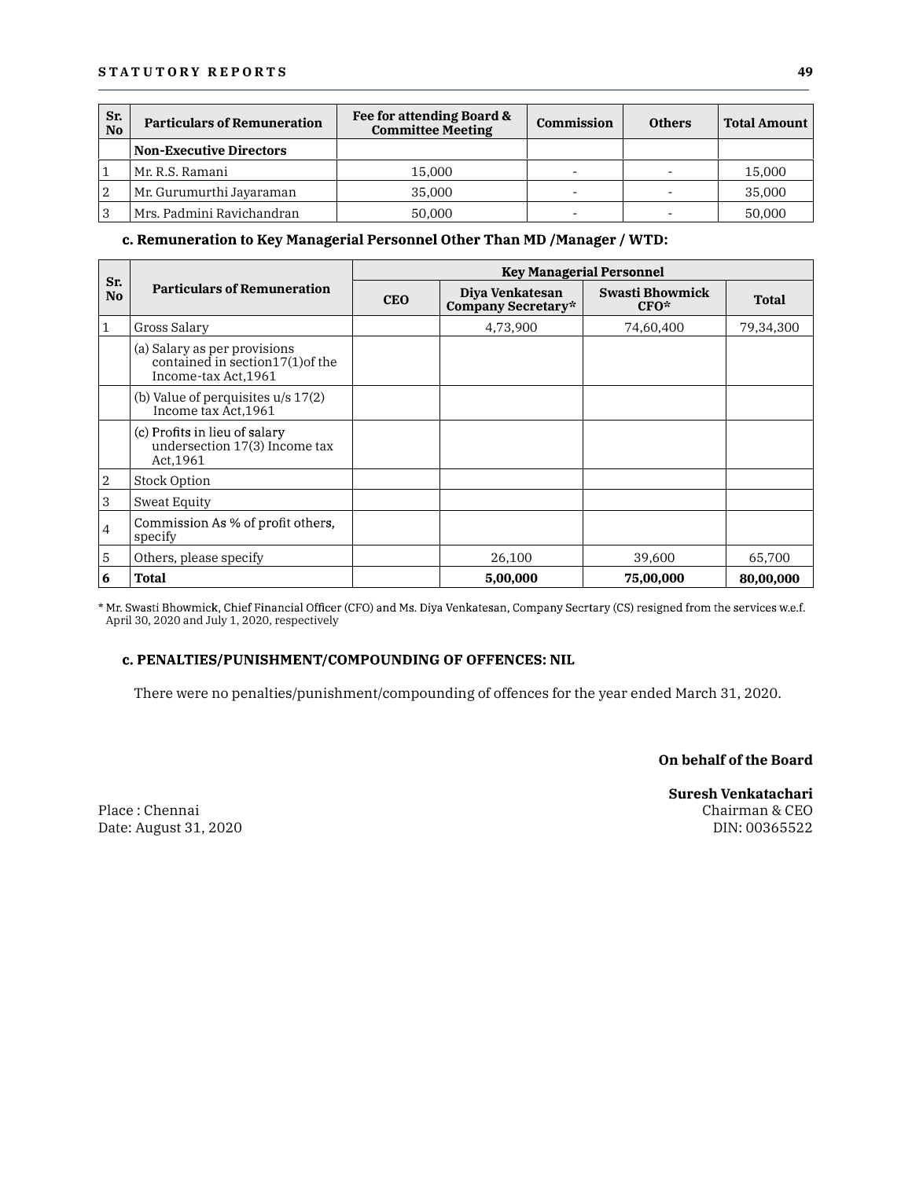| Sr. No | Particulars of Remuneration | Fee for attending Board & Committee Meeting | Commission | Others | Total Amount |
|---|---|---|---|---|---|
| | **Non-Executive Directors** | | | | |
| 1 | Mr. R.S. Ramani | 15,000 | - | - | 15,000 |
| 2 | Mr. Gurumurthi Jayaraman | 35,000 | - | - | 35,000 |
| 3 | Mrs. Padmini Ravichandran | 50,000 | - | - | 50,000 |

**c. Remuneration to Key Managerial Personnel Other Than MD /Manager / WTD:**

| Sr. No | Particulars of Remuneration | Key Managerial Personnel | | | |
|---|---|---|---|---|---|
| | | CEO | Diya Venkatesan Company Secretary* | Swasti Bhowmick CFO* | Total |
| 1 | Gross Salary | | 4,73,900 | 74,60,400 | 79,34,300 |
| | (a) Salary as per provisions contained in section17(1)of the Income-tax Act,1961 | | | | |
| | (b) Value of perquisites u/s 17(2) Income tax Act,1961 | | | | |
| | (c) Profits in lieu of salary undersection 17(3) Income tax Act,1961 | | | | |
| 2 | Stock Option | | | | |
| 3 | Sweat Equity | | | | |
| 4 | Commission As % of profit others, specify | | | | |
| 5 | Others, please specify | | 26,100 | 39,600 | 65,700 |
| **6** | **Total** | | **5,00,000** | **75,00,000** | **80,00,000** |

* Mr. Swasti Bhowmick, Chief Financial Officer (CFO) and Ms. Diya Venkatesan, Company Secrtary (CS) resigned from the services w.e.f. April 30, 2020 and July 1, 2020, respectively

**c. PENALTIES/PUNISHMENT/COMPOUNDING OF OFFENCES: NIL**

There were no penalties/punishment/compounding of offences for the year ended March 31, 2020.

**On behalf of the Board**

**Suresh Venkatachari**
Chairman & CEO
DIN: 00365522

Place : Chennai
Date: August 31, 2020